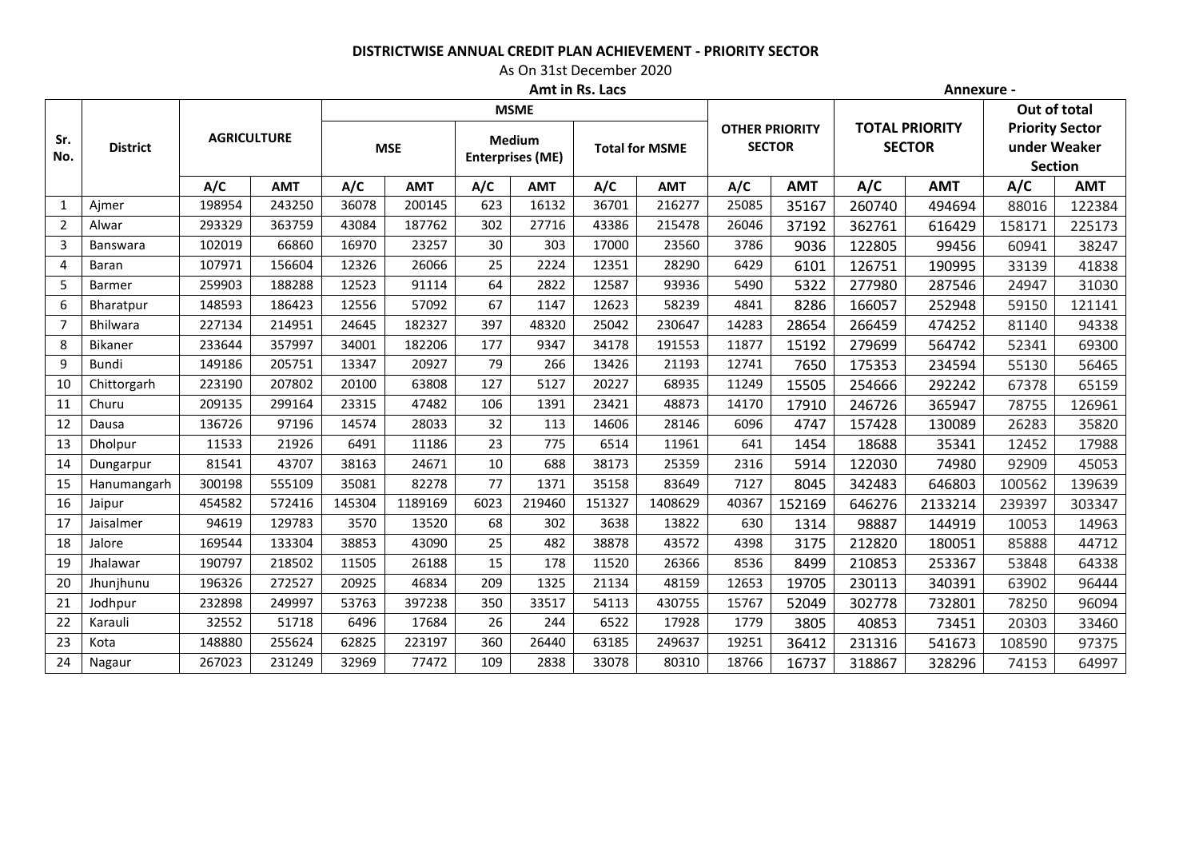**DISTRICTWISE ANNUAL CREDIT PLAN ACHIEVEMENT - PRIORITY SECTOR**

As On 31st December 2020

**Amt in Rs. Lacs** **Annexure -**

| Sr. No. | District | AGRICULTURE | | MSME | | | | | | OTHER PRIORITY SECTOR | | TOTAL PRIORITY SECTOR | | Out of total Priority Sector under Weaker Section | |
|---|---|---|---|---|---|---|---|---|---|---|---|---|---|---|---|
| | | | | MSE | | Medium Enterprises (ME) | | Total for MSME | | | | | | | |
| | | A/C | AMT | A/C | AMT | A/C | AMT | A/C | AMT | A/C | AMT | A/C | AMT | A/C | AMT |
| 1 | Ajmer | 198954 | 243250 | 36078 | 200145 | 623 | 16132 | 36701 | 216277 | 25085 | 35167 | 260740 | 494694 | 88016 | 122384 |
| 2 | Alwar | 293329 | 363759 | 43084 | 187762 | 302 | 27716 | 43386 | 215478 | 26046 | 37192 | 362761 | 616429 | 158171 | 225173 |
| 3 | Banswara | 102019 | 66860 | 16970 | 23257 | 30 | 303 | 17000 | 23560 | 3786 | 9036 | 122805 | 99456 | 60941 | 38247 |
| 4 | Baran | 107971 | 156604 | 12326 | 26066 | 25 | 2224 | 12351 | 28290 | 6429 | 6101 | 126751 | 190995 | 33139 | 41838 |
| 5 | Barmer | 259903 | 188288 | 12523 | 91114 | 64 | 2822 | 12587 | 93936 | 5490 | 5322 | 277980 | 287546 | 24947 | 31030 |
| 6 | Bharatpur | 148593 | 186423 | 12556 | 57092 | 67 | 1147 | 12623 | 58239 | 4841 | 8286 | 166057 | 252948 | 59150 | 121141 |
| 7 | Bhilwara | 227134 | 214951 | 24645 | 182327 | 397 | 48320 | 25042 | 230647 | 14283 | 28654 | 266459 | 474252 | 81140 | 94338 |
| 8 | Bikaner | 233644 | 357997 | 34001 | 182206 | 177 | 9347 | 34178 | 191553 | 11877 | 15192 | 279699 | 564742 | 52341 | 69300 |
| 9 | Bundi | 149186 | 205751 | 13347 | 20927 | 79 | 266 | 13426 | 21193 | 12741 | 7650 | 175353 | 234594 | 55130 | 56465 |
| 10 | Chittorgarh | 223190 | 207802 | 20100 | 63808 | 127 | 5127 | 20227 | 68935 | 11249 | 15505 | 254666 | 292242 | 67378 | 65159 |
| 11 | Churu | 209135 | 299164 | 23315 | 47482 | 106 | 1391 | 23421 | 48873 | 14170 | 17910 | 246726 | 365947 | 78755 | 126961 |
| 12 | Dausa | 136726 | 97196 | 14574 | 28033 | 32 | 113 | 14606 | 28146 | 6096 | 4747 | 157428 | 130089 | 26283 | 35820 |
| 13 | Dholpur | 11533 | 21926 | 6491 | 11186 | 23 | 775 | 6514 | 11961 | 641 | 1454 | 18688 | 35341 | 12452 | 17988 |
| 14 | Dungarpur | 81541 | 43707 | 38163 | 24671 | 10 | 688 | 38173 | 25359 | 2316 | 5914 | 122030 | 74980 | 92909 | 45053 |
| 15 | Hanumangarh | 300198 | 555109 | 35081 | 82278 | 77 | 1371 | 35158 | 83649 | 7127 | 8045 | 342483 | 646803 | 100562 | 139639 |
| 16 | Jaipur | 454582 | 572416 | 145304 | 1189169 | 6023 | 219460 | 151327 | 1408629 | 40367 | 152169 | 646276 | 2133214 | 239397 | 303347 |
| 17 | Jaisalmer | 94619 | 129783 | 3570 | 13520 | 68 | 302 | 3638 | 13822 | 630 | 1314 | 98887 | 144919 | 10053 | 14963 |
| 18 | Jalore | 169544 | 133304 | 38853 | 43090 | 25 | 482 | 38878 | 43572 | 4398 | 3175 | 212820 | 180051 | 85888 | 44712 |
| 19 | Jhalawar | 190797 | 218502 | 11505 | 26188 | 15 | 178 | 11520 | 26366 | 8536 | 8499 | 210853 | 253367 | 53848 | 64338 |
| 20 | Jhunjhunu | 196326 | 272527 | 20925 | 46834 | 209 | 1325 | 21134 | 48159 | 12653 | 19705 | 230113 | 340391 | 63902 | 96444 |
| 21 | Jodhpur | 232898 | 249997 | 53763 | 397238 | 350 | 33517 | 54113 | 430755 | 15767 | 52049 | 302778 | 732801 | 78250 | 96094 |
| 22 | Karauli | 32552 | 51718 | 6496 | 17684 | 26 | 244 | 6522 | 17928 | 1779 | 3805 | 40853 | 73451 | 20303 | 33460 |
| 23 | Kota | 148880 | 255624 | 62825 | 223197 | 360 | 26440 | 63185 | 249637 | 19251 | 36412 | 231316 | 541673 | 108590 | 97375 |
| 24 | Nagaur | 267023 | 231249 | 32969 | 77472 | 109 | 2838 | 33078 | 80310 | 18766 | 16737 | 318867 | 328296 | 74153 | 64997 |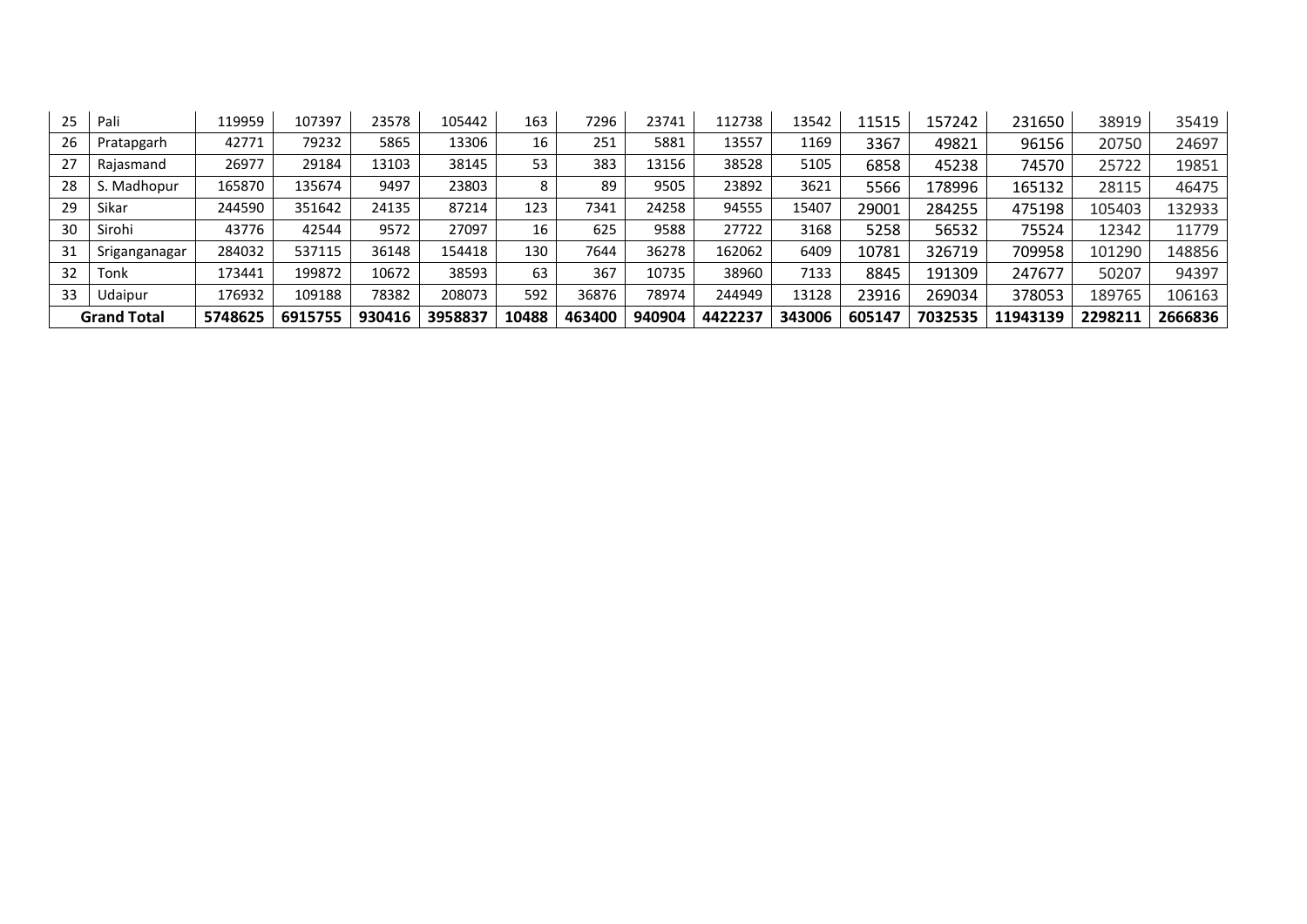| | | | | | | | | | | | | | | | |
|---|---|---|---|---|---|---|---|---|---|---|---|---|---|---|---|
| 25 | Pali | 119959 | 107397 | 23578 | 105442 | 163 | 7296 | 23741 | 112738 | 13542 | 11515 | 157242 | 231650 | 38919 | 35419 |
| 26 | Pratapgarh | 42771 | 79232 | 5865 | 13306 | 16 | 251 | 5881 | 13557 | 1169 | 3367 | 49821 | 96156 | 20750 | 24697 |
| 27 | Rajasmand | 26977 | 29184 | 13103 | 38145 | 53 | 383 | 13156 | 38528 | 5105 | 6858 | 45238 | 74570 | 25722 | 19851 |
| 28 | S. Madhopur | 165870 | 135674 | 9497 | 23803 | 8 | 89 | 9505 | 23892 | 3621 | 5566 | 178996 | 165132 | 28115 | 46475 |
| 29 | Sikar | 244590 | 351642 | 24135 | 87214 | 123 | 7341 | 24258 | 94555 | 15407 | 29001 | 284255 | 475198 | 105403 | 132933 |
| 30 | Sirohi | 43776 | 42544 | 9572 | 27097 | 16 | 625 | 9588 | 27722 | 3168 | 5258 | 56532 | 75524 | 12342 | 11779 |
| 31 | Sriganganagar | 284032 | 537115 | 36148 | 154418 | 130 | 7644 | 36278 | 162062 | 6409 | 10781 | 326719 | 709958 | 101290 | 148856 |
| 32 | Tonk | 173441 | 199872 | 10672 | 38593 | 63 | 367 | 10735 | 38960 | 7133 | 8845 | 191309 | 247677 | 50207 | 94397 |
| 33 | Udaipur | 176932 | 109188 | 78382 | 208073 | 592 | 36876 | 78974 | 244949 | 13128 | 23916 | 269034 | 378053 | 189765 | 106163 |
| **Grand Total** | | **5748625** | **6915755** | **930416** | **3958837** | **10488** | **463400** | **940904** | **4422237** | **343006** | **605147** | **7032535** | **11943139** | **2298211** | **2666836** |